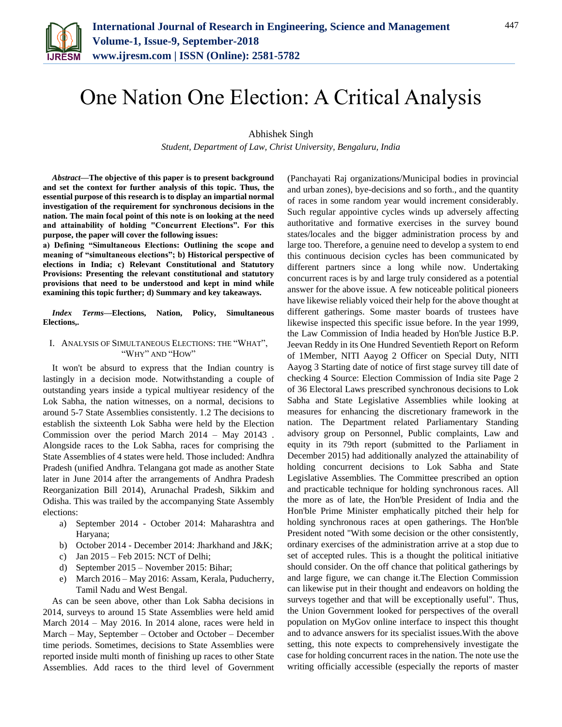# One Nation One Election: A Critical Analysis

Abhishek Singh

*Student, Department of Law, Christ University, Bengaluru, India*

***Abstract*—The objective of this paper is to present background and set the context for further analysis of this topic. Thus, the essential purpose of this research is to display an impartial normal investigation of the requirement for synchronous decisions in the nation. The main focal point of this note is on looking at the need and attainability of holding "Concurrent Elections". For this purpose, the paper will cover the following issues:**

**a) Defining "Simultaneous Elections: Outlining the scope and meaning of "simultaneous elections"; b) Historical perspective of elections in India; c) Relevant Constitutional and Statutory Provisions: Presenting the relevant constitutional and statutory provisions that need to be understood and kept in mind while examining this topic further; d) Summary and key takeaways.**

***Index Terms*—Elections, Nation, Policy, Simultaneous Elections,.**

## I. Analysis of Simultaneous Elections: the "What", "Why" and "How"

It won't be absurd to express that the Indian country is lastingly in a decision mode. Notwithstanding a couple of outstanding years inside a typical multiyear residency of the Lok Sabha, the nation witnesses, on a normal, decisions to around 5-7 State Assemblies consistently. 1.2 The decisions to establish the sixteenth Lok Sabha were held by the Election Commission over the period March 2014 – May 20143 . Alongside races to the Lok Sabha, races for comprising the State Assemblies of 4 states were held. Those included: Andhra Pradesh (unified Andhra. Telangana got made as another State later in June 2014 after the arrangements of Andhra Pradesh Reorganization Bill 2014), Arunachal Pradesh, Sikkim and Odisha. This was trailed by the accompanying State Assembly elections:

a) September 2014 - October 2014: Maharashtra and Haryana;
b) October 2014 - December 2014: Jharkhand and J&K;
c) Jan 2015 – Feb 2015: NCT of Delhi;
d) September 2015 – November 2015: Bihar;
e) March 2016 – May 2016: Assam, Kerala, Puducherry, Tamil Nadu and West Bengal.

As can be seen above, other than Lok Sabha decisions in 2014, surveys to around 15 State Assemblies were held amid March 2014 – May 2016. In 2014 alone, races were held in March – May, September – October and October – December time periods. Sometimes, decisions to State Assemblies were reported inside multi month of finishing up races to other State Assemblies. Add races to the third level of Government (Panchayati Raj organizations/Municipal bodies in provincial and urban zones), bye-decisions and so forth., and the quantity of races in some random year would increment considerably. Such regular appointive cycles winds up adversely affecting authoritative and formative exercises in the survey bound states/locales and the bigger administration process by and large too. Therefore, a genuine need to develop a system to end this continuous decision cycles has been communicated by different partners since a long while now. Undertaking concurrent races is by and large truly considered as a potential answer for the above issue. A few noticeable political pioneers have likewise reliably voiced their help for the above thought at different gatherings. Some master boards of trustees have likewise inspected this specific issue before. In the year 1999, the Law Commission of India headed by Hon'ble Justice B.P. Jeevan Reddy in its One Hundred Seventieth Report on Reform of 1Member, NITI Aayog 2 Officer on Special Duty, NITI Aayog 3 Starting date of notice of first stage survey till date of checking 4 Source: Election Commission of India site Page 2 of 36 Electoral Laws prescribed synchronous decisions to Lok Sabha and State Legislative Assemblies while looking at measures for enhancing the discretionary framework in the nation. The Department related Parliamentary Standing advisory group on Personnel, Public complaints, Law and equity in its 79th report (submitted to the Parliament in December 2015) had additionally analyzed the attainability of holding concurrent decisions to Lok Sabha and State Legislative Assemblies. The Committee prescribed an option and practicable technique for holding synchronous races. All the more as of late, the Hon'ble President of India and the Hon'ble Prime Minister emphatically pitched their help for holding synchronous races at open gatherings. The Hon'ble President noted "With some decision or the other consistently, ordinary exercises of the administration arrive at a stop due to set of accepted rules. This is a thought the political initiative should consider. On the off chance that political gatherings by and large figure, we can change it.The Election Commission can likewise put in their thought and endeavors on holding the surveys together and that will be exceptionally useful". Thus, the Union Government looked for perspectives of the overall population on MyGov online interface to inspect this thought and to advance answers for its specialist issues.With the above setting, this note expects to comprehensively investigate the case for holding concurrent races in the nation. The note use the writing officially accessible (especially the reports of master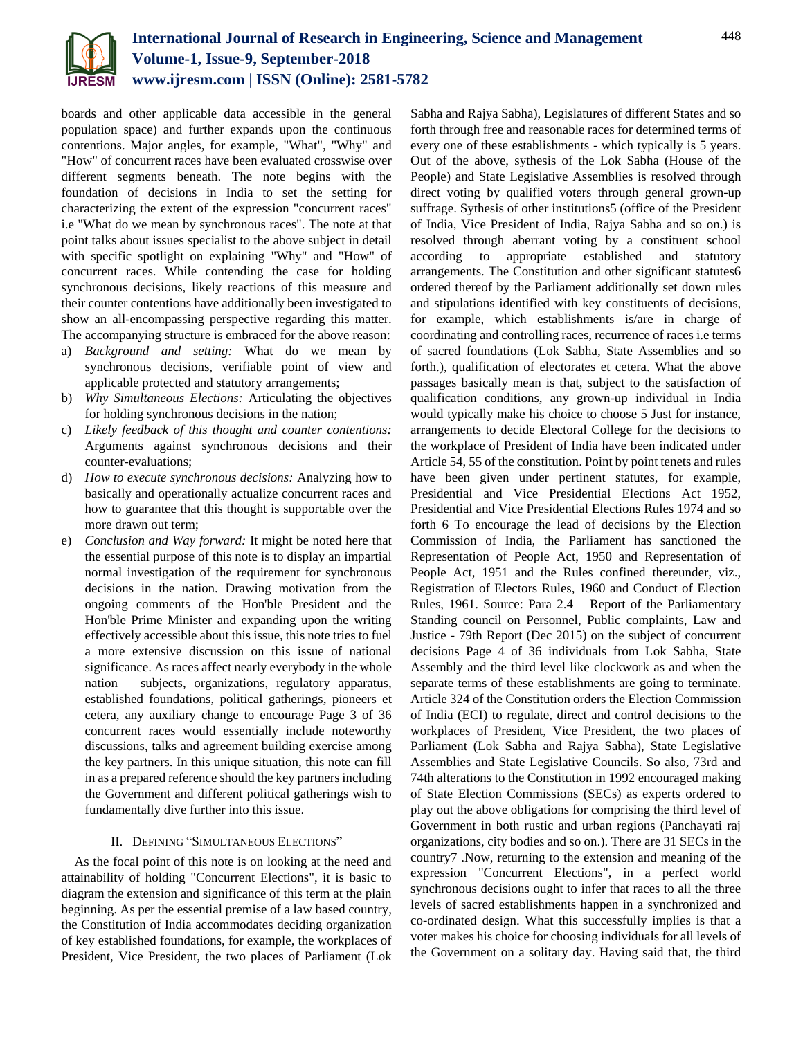boards and other applicable data accessible in the general population space) and further expands upon the continuous contentions. Major angles, for example, "What", "Why" and "How" of concurrent races have been evaluated crosswise over different segments beneath. The note begins with the foundation of decisions in India to set the setting for characterizing the extent of the expression "concurrent races" i.e "What do we mean by synchronous races". The note at that point talks about issues specialist to the above subject in detail with specific spotlight on explaining "Why" and "How" of concurrent races. While contending the case for holding synchronous decisions, likely reactions of this measure and their counter contentions have additionally been investigated to show an all-encompassing perspective regarding this matter. The accompanying structure is embraced for the above reason:

a) *Background and setting:* What do we mean by synchronous decisions, verifiable point of view and applicable protected and statutory arrangements;
b) *Why Simultaneous Elections:* Articulating the objectives for holding synchronous decisions in the nation;
c) *Likely feedback of this thought and counter contentions:* Arguments against synchronous decisions and their counter-evaluations;
d) *How to execute synchronous decisions:* Analyzing how to basically and operationally actualize concurrent races and how to guarantee that this thought is supportable over the more drawn out term;
e) *Conclusion and Way forward:* It might be noted here that the essential purpose of this note is to display an impartial normal investigation of the requirement for synchronous decisions in the nation. Drawing motivation from the ongoing comments of the Hon'ble President and the Hon'ble Prime Minister and expanding upon the writing effectively accessible about this issue, this note tries to fuel a more extensive discussion on this issue of national significance. As races affect nearly everybody in the whole nation – subjects, organizations, regulatory apparatus, established foundations, political gatherings, pioneers et cetera, any auxiliary change to encourage Page 3 of 36 concurrent races would essentially include noteworthy discussions, talks and agreement building exercise among the key partners. In this unique situation, this note can fill in as a prepared reference should the key partners including the Government and different political gatherings wish to fundamentally dive further into this issue.

## II. Defining "Simultaneous Elections"

As the focal point of this note is on looking at the need and attainability of holding "Concurrent Elections", it is basic to diagram the extension and significance of this term at the plain beginning. As per the essential premise of a law based country, the Constitution of India accommodates deciding organization of key established foundations, for example, the workplaces of President, Vice President, the two places of Parliament (Lok Sabha and Rajya Sabha), Legislatures of different States and so forth through free and reasonable races for determined terms of every one of these establishments - which typically is 5 years. Out of the above, sythesis of the Lok Sabha (House of the People) and State Legislative Assemblies is resolved through direct voting by qualified voters through general grown-up suffrage. Sythesis of other institutions5 (office of the President of India, Vice President of India, Rajya Sabha and so on.) is resolved through aberrant voting by a constituent school according to appropriate established and statutory arrangements. The Constitution and other significant statutes6 ordered thereof by the Parliament additionally set down rules and stipulations identified with key constituents of decisions, for example, which establishments is/are in charge of coordinating and controlling races, recurrence of races i.e terms of sacred foundations (Lok Sabha, State Assemblies and so forth.), qualification of electorates et cetera. What the above passages basically mean is that, subject to the satisfaction of qualification conditions, any grown-up individual in India would typically make his choice to choose 5 Just for instance, arrangements to decide Electoral College for the decisions to the workplace of President of India have been indicated under Article 54, 55 of the constitution. Point by point tenets and rules have been given under pertinent statutes, for example, Presidential and Vice Presidential Elections Act 1952, Presidential and Vice Presidential Elections Rules 1974 and so forth 6 To encourage the lead of decisions by the Election Commission of India, the Parliament has sanctioned the Representation of People Act, 1950 and Representation of People Act, 1951 and the Rules confined thereunder, viz., Registration of Electors Rules, 1960 and Conduct of Election Rules, 1961. Source: Para 2.4 – Report of the Parliamentary Standing council on Personnel, Public complaints, Law and Justice - 79th Report (Dec 2015) on the subject of concurrent decisions Page 4 of 36 individuals from Lok Sabha, State Assembly and the third level like clockwork as and when the separate terms of these establishments are going to terminate. Article 324 of the Constitution orders the Election Commission of India (ECI) to regulate, direct and control decisions to the workplaces of President, Vice President, the two places of Parliament (Lok Sabha and Rajya Sabha), State Legislative Assemblies and State Legislative Councils. So also, 73rd and 74th alterations to the Constitution in 1992 encouraged making of State Election Commissions (SECs) as experts ordered to play out the above obligations for comprising the third level of Government in both rustic and urban regions (Panchayati raj organizations, city bodies and so on.). There are 31 SECs in the country7 .Now, returning to the extension and meaning of the expression "Concurrent Elections", in a perfect world synchronous decisions ought to infer that races to all the three levels of sacred establishments happen in a synchronized and co-ordinated design. What this successfully implies is that a voter makes his choice for choosing individuals for all levels of the Government on a solitary day. Having said that, the third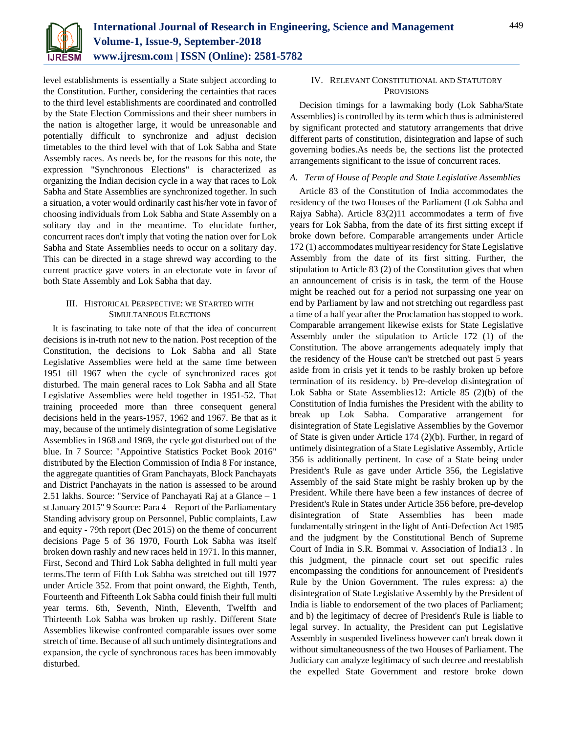level establishments is essentially a State subject according to the Constitution. Further, considering the certainties that races to the third level establishments are coordinated and controlled by the State Election Commissions and their sheer numbers in the nation is altogether large, it would be unreasonable and potentially difficult to synchronize and adjust decision timetables to the third level with that of Lok Sabha and State Assembly races. As needs be, for the reasons for this note, the expression "Synchronous Elections" is characterized as organizing the Indian decision cycle in a way that races to Lok Sabha and State Assemblies are synchronized together. In such a situation, a voter would ordinarily cast his/her vote in favor of choosing individuals from Lok Sabha and State Assembly on a solitary day and in the meantime. To elucidate further, concurrent races don't imply that voting the nation over for Lok Sabha and State Assemblies needs to occur on a solitary day. This can be directed in a stage shrewd way according to the current practice gave voters in an electorate vote in favor of both State Assembly and Lok Sabha that day.

## III. Historical Perspective: we Started with Simultaneous Elections

It is fascinating to take note of that the idea of concurrent decisions is in-truth not new to the nation. Post reception of the Constitution, the decisions to Lok Sabha and all State Legislative Assemblies were held at the same time between 1951 till 1967 when the cycle of synchronized races got disturbed. The main general races to Lok Sabha and all State Legislative Assemblies were held together in 1951-52. That training proceeded more than three consequent general decisions held in the years-1957, 1962 and 1967. Be that as it may, because of the untimely disintegration of some Legislative Assemblies in 1968 and 1969, the cycle got disturbed out of the blue. In 7 Source: "Appointive Statistics Pocket Book 2016" distributed by the Election Commission of India 8 For instance, the aggregate quantities of Gram Panchayats, Block Panchayats and District Panchayats in the nation is assessed to be around 2.51 lakhs. Source: "Service of Panchayati Raj at a Glance – 1 st January 2015" 9 Source: Para 4 – Report of the Parliamentary Standing advisory group on Personnel, Public complaints, Law and equity - 79th report (Dec 2015) on the theme of concurrent decisions Page 5 of 36 1970, Fourth Lok Sabha was itself broken down rashly and new races held in 1971. In this manner, First, Second and Third Lok Sabha delighted in full multi year terms.The term of Fifth Lok Sabha was stretched out till 1977 under Article 352. From that point onward, the Eighth, Tenth, Fourteenth and Fifteenth Lok Sabha could finish their full multi year terms. 6th, Seventh, Ninth, Eleventh, Twelfth and Thirteenth Lok Sabha was broken up rashly. Different State Assemblies likewise confronted comparable issues over some stretch of time. Because of all such untimely disintegrations and expansion, the cycle of synchronous races has been immovably disturbed.

## IV. Relevant Constitutional and Statutory Provisions

Decision timings for a lawmaking body (Lok Sabha/State Assemblies) is controlled by its term which thus is administered by significant protected and statutory arrangements that drive different parts of constitution, disintegration and lapse of such governing bodies.As needs be, the sections list the protected arrangements significant to the issue of concurrent races.

### *A. Term of House of People and State Legislative Assemblies*

Article 83 of the Constitution of India accommodates the residency of the two Houses of the Parliament (Lok Sabha and Rajya Sabha). Article 83(2)11 accommodates a term of five years for Lok Sabha, from the date of its first sitting except if broke down before. Comparable arrangements under Article 172 (1) accommodates multiyear residency for State Legislative Assembly from the date of its first sitting. Further, the stipulation to Article 83 (2) of the Constitution gives that when an announcement of crisis is in task, the term of the House might be reached out for a period not surpassing one year on end by Parliament by law and not stretching out regardless past a time of a half year after the Proclamation has stopped to work. Comparable arrangement likewise exists for State Legislative Assembly under the stipulation to Article 172 (1) of the Constitution. The above arrangements adequately imply that the residency of the House can't be stretched out past 5 years aside from in crisis yet it tends to be rashly broken up before termination of its residency. b) Pre-develop disintegration of Lok Sabha or State Assemblies12: Article 85 (2)(b) of the Constitution of India furnishes the President with the ability to break up Lok Sabha. Comparative arrangement for disintegration of State Legislative Assemblies by the Governor of State is given under Article 174 (2)(b). Further, in regard of untimely disintegration of a State Legislative Assembly, Article 356 is additionally pertinent. In case of a State being under President's Rule as gave under Article 356, the Legislative Assembly of the said State might be rashly broken up by the President. While there have been a few instances of decree of President's Rule in States under Article 356 before, pre-develop disintegration of State Assemblies has been made fundamentally stringent in the light of Anti-Defection Act 1985 and the judgment by the Constitutional Bench of Supreme Court of India in S.R. Bommai v. Association of India13 . In this judgment, the pinnacle court set out specific rules encompassing the conditions for announcement of President's Rule by the Union Government. The rules express: a) the disintegration of State Legislative Assembly by the President of India is liable to endorsement of the two places of Parliament; and b) the legitimacy of decree of President's Rule is liable to legal survey. In actuality, the President can put Legislative Assembly in suspended liveliness however can't break down it without simultaneousness of the two Houses of Parliament. The Judiciary can analyze legitimacy of such decree and reestablish the expelled State Government and restore broke down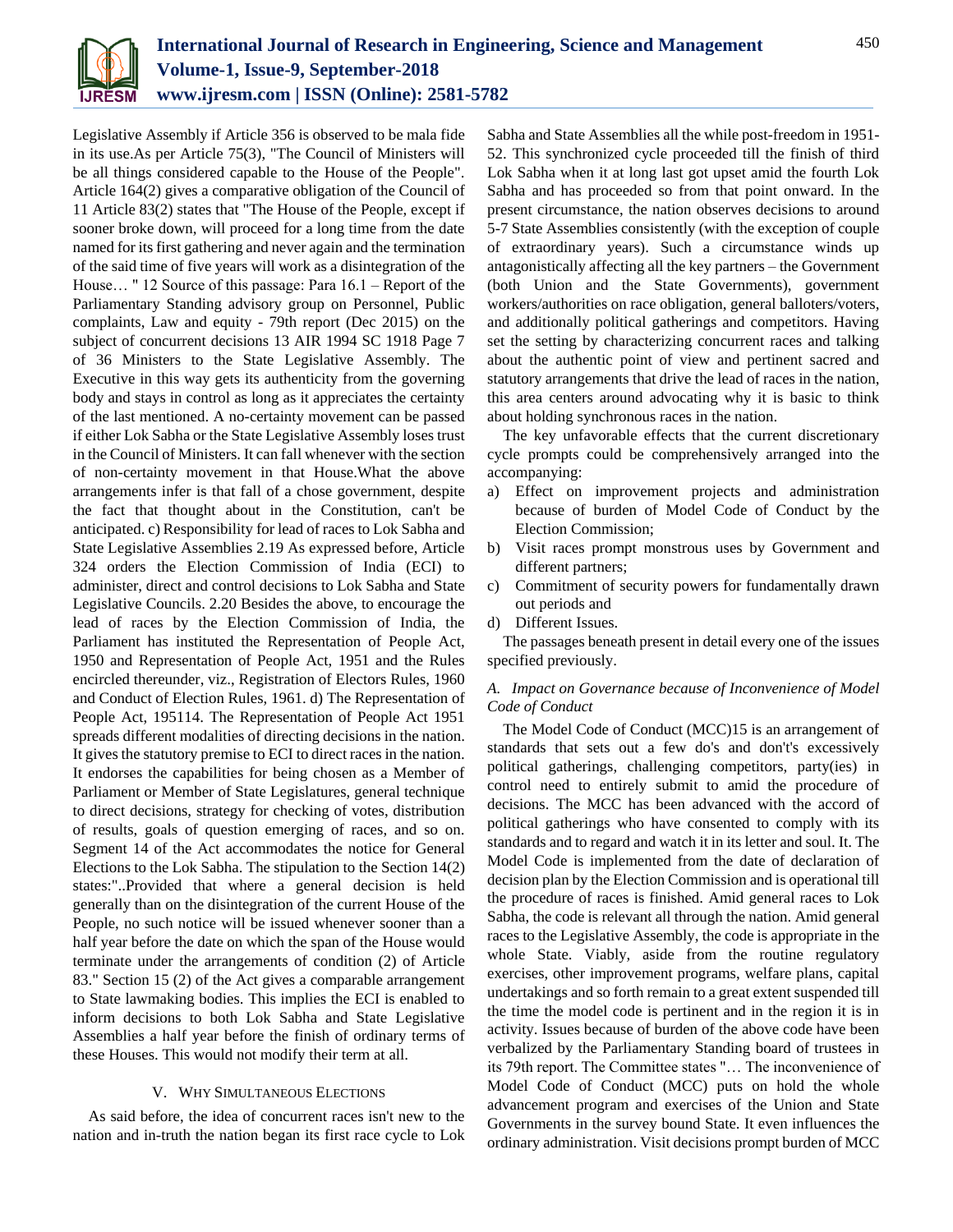Legislative Assembly if Article 356 is observed to be mala fide in its use.As per Article 75(3), "The Council of Ministers will be all things considered capable to the House of the People". Article 164(2) gives a comparative obligation of the Council of 11 Article 83(2) states that "The House of the People, except if sooner broke down, will proceed for a long time from the date named for its first gathering and never again and the termination of the said time of five years will work as a disintegration of the House… " 12 Source of this passage: Para 16.1 – Report of the Parliamentary Standing advisory group on Personnel, Public complaints, Law and equity - 79th report (Dec 2015) on the subject of concurrent decisions 13 AIR 1994 SC 1918 Page 7 of 36 Ministers to the State Legislative Assembly. The Executive in this way gets its authenticity from the governing body and stays in control as long as it appreciates the certainty of the last mentioned. A no-certainty movement can be passed if either Lok Sabha or the State Legislative Assembly loses trust in the Council of Ministers. It can fall whenever with the section of non-certainty movement in that House.What the above arrangements infer is that fall of a chose government, despite the fact that thought about in the Constitution, can't be anticipated. c) Responsibility for lead of races to Lok Sabha and State Legislative Assemblies 2.19 As expressed before, Article 324 orders the Election Commission of India (ECI) to administer, direct and control decisions to Lok Sabha and State Legislative Councils. 2.20 Besides the above, to encourage the lead of races by the Election Commission of India, the Parliament has instituted the Representation of People Act, 1950 and Representation of People Act, 1951 and the Rules encircled thereunder, viz., Registration of Electors Rules, 1960 and Conduct of Election Rules, 1961. d) The Representation of People Act, 195114. The Representation of People Act 1951 spreads different modalities of directing decisions in the nation. It gives the statutory premise to ECI to direct races in the nation. It endorses the capabilities for being chosen as a Member of Parliament or Member of State Legislatures, general technique to direct decisions, strategy for checking of votes, distribution of results, goals of question emerging of races, and so on. Segment 14 of the Act accommodates the notice for General Elections to the Lok Sabha. The stipulation to the Section 14(2) states:"..Provided that where a general decision is held generally than on the disintegration of the current House of the People, no such notice will be issued whenever sooner than a half year before the date on which the span of the House would terminate under the arrangements of condition (2) of Article 83." Section 15 (2) of the Act gives a comparable arrangement to State lawmaking bodies. This implies the ECI is enabled to inform decisions to both Lok Sabha and State Legislative Assemblies a half year before the finish of ordinary terms of these Houses. This would not modify their term at all.

## V. Why Simultaneous Elections

As said before, the idea of concurrent races isn't new to the nation and in-truth the nation began its first race cycle to Lok Sabha and State Assemblies all the while post-freedom in 1951-52. This synchronized cycle proceeded till the finish of third Lok Sabha when it at long last got upset amid the fourth Lok Sabha and has proceeded so from that point onward. In the present circumstance, the nation observes decisions to around 5-7 State Assemblies consistently (with the exception of couple of extraordinary years). Such a circumstance winds up antagonistically affecting all the key partners – the Government (both Union and the State Governments), government workers/authorities on race obligation, general balloters/voters, and additionally political gatherings and competitors. Having set the setting by characterizing concurrent races and talking about the authentic point of view and pertinent sacred and statutory arrangements that drive the lead of races in the nation, this area centers around advocating why it is basic to think about holding synchronous races in the nation.

The key unfavorable effects that the current discretionary cycle prompts could be comprehensively arranged into the accompanying:

a) Effect on improvement projects and administration because of burden of Model Code of Conduct by the Election Commission;
b) Visit races prompt monstrous uses by Government and different partners;
c) Commitment of security powers for fundamentally drawn out periods and
d) Different Issues.

The passages beneath present in detail every one of the issues specified previously.

### *A. Impact on Governance because of Inconvenience of Model Code of Conduct*

The Model Code of Conduct (MCC)15 is an arrangement of standards that sets out a few do's and don't's excessively political gatherings, challenging competitors, party(ies) in control need to entirely submit to amid the procedure of decisions. The MCC has been advanced with the accord of political gatherings who have consented to comply with its standards and to regard and watch it in its letter and soul. It. The Model Code is implemented from the date of declaration of decision plan by the Election Commission and is operational till the procedure of races is finished. Amid general races to Lok Sabha, the code is relevant all through the nation. Amid general races to the Legislative Assembly, the code is appropriate in the whole State. Viably, aside from the routine regulatory exercises, other improvement programs, welfare plans, capital undertakings and so forth remain to a great extent suspended till the time the model code is pertinent and in the region it is in activity. Issues because of burden of the above code have been verbalized by the Parliamentary Standing board of trustees in its 79th report. The Committee states "… The inconvenience of Model Code of Conduct (MCC) puts on hold the whole advancement program and exercises of the Union and State Governments in the survey bound State. It even influences the ordinary administration. Visit decisions prompt burden of MCC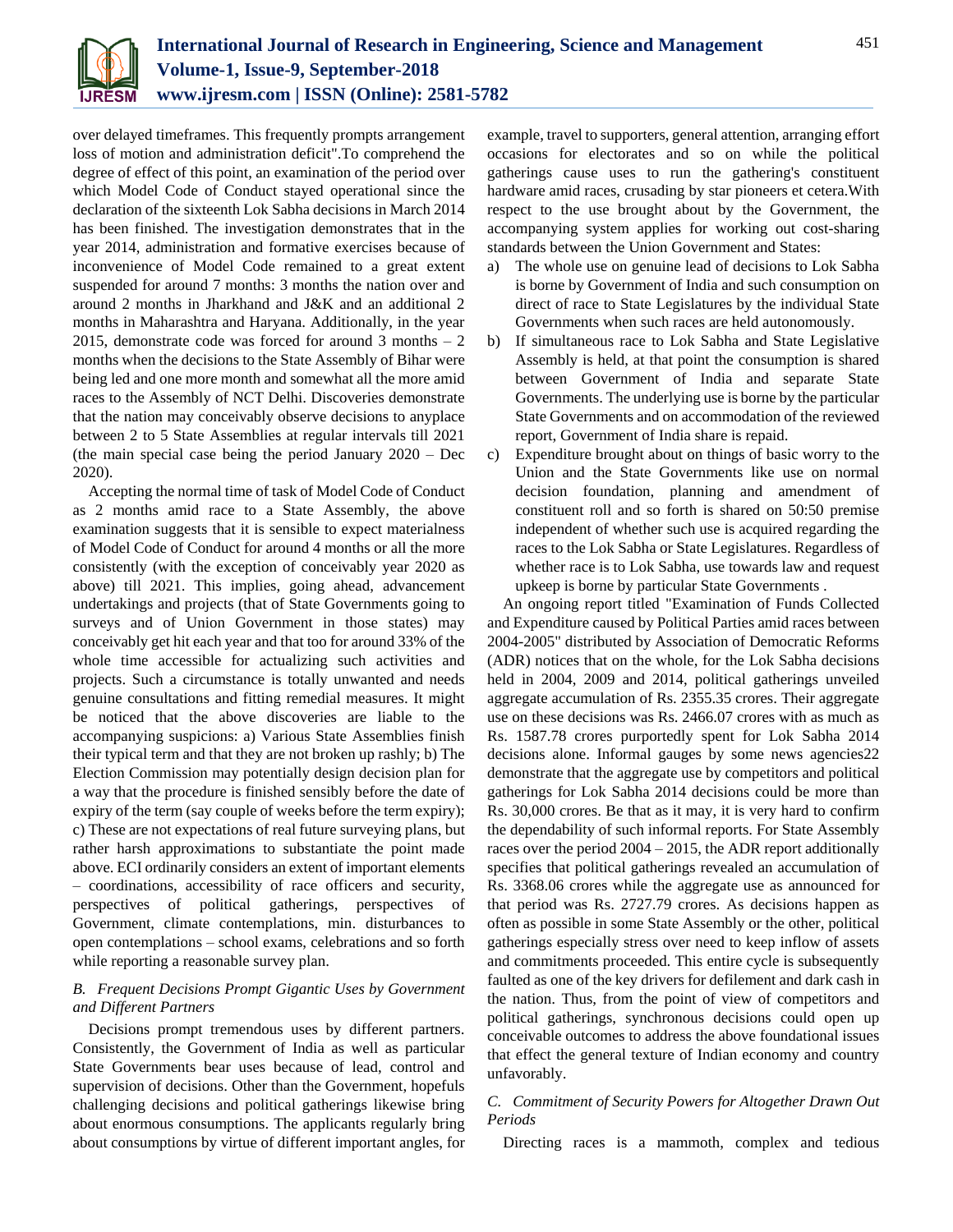over delayed timeframes. This frequently prompts arrangement loss of motion and administration deficit".To comprehend the degree of effect of this point, an examination of the period over which Model Code of Conduct stayed operational since the declaration of the sixteenth Lok Sabha decisions in March 2014 has been finished. The investigation demonstrates that in the year 2014, administration and formative exercises because of inconvenience of Model Code remained to a great extent suspended for around 7 months: 3 months the nation over and around 2 months in Jharkhand and J&K and an additional 2 months in Maharashtra and Haryana. Additionally, in the year 2015, demonstrate code was forced for around 3 months – 2 months when the decisions to the State Assembly of Bihar were being led and one more month and somewhat all the more amid races to the Assembly of NCT Delhi. Discoveries demonstrate that the nation may conceivably observe decisions to anyplace between 2 to 5 State Assemblies at regular intervals till 2021 (the main special case being the period January 2020 – Dec 2020).

Accepting the normal time of task of Model Code of Conduct as 2 months amid race to a State Assembly, the above examination suggests that it is sensible to expect materialness of Model Code of Conduct for around 4 months or all the more consistently (with the exception of conceivably year 2020 as above) till 2021. This implies, going ahead, advancement undertakings and projects (that of State Governments going to surveys and of Union Government in those states) may conceivably get hit each year and that too for around 33% of the whole time accessible for actualizing such activities and projects. Such a circumstance is totally unwanted and needs genuine consultations and fitting remedial measures. It might be noticed that the above discoveries are liable to the accompanying suspicions: a) Various State Assemblies finish their typical term and that they are not broken up rashly; b) The Election Commission may potentially design decision plan for a way that the procedure is finished sensibly before the date of expiry of the term (say couple of weeks before the term expiry); c) These are not expectations of real future surveying plans, but rather harsh approximations to substantiate the point made above. ECI ordinarily considers an extent of important elements – coordinations, accessibility of race officers and security, perspectives of political gatherings, perspectives of Government, climate contemplations, min. disturbances to open contemplations – school exams, celebrations and so forth while reporting a reasonable survey plan.

### *B. Frequent Decisions Prompt Gigantic Uses by Government and Different Partners*

Decisions prompt tremendous uses by different partners. Consistently, the Government of India as well as particular State Governments bear uses because of lead, control and supervision of decisions. Other than the Government, hopefuls challenging decisions and political gatherings likewise bring about enormous consumptions. The applicants regularly bring about consumptions by virtue of different important angles, for example, travel to supporters, general attention, arranging effort occasions for electorates and so on while the political gatherings cause uses to run the gathering's constituent hardware amid races, crusading by star pioneers et cetera.With respect to the use brought about by the Government, the accompanying system applies for working out cost-sharing standards between the Union Government and States:

a) The whole use on genuine lead of decisions to Lok Sabha is borne by Government of India and such consumption on direct of race to State Legislatures by the individual State Governments when such races are held autonomously.
b) If simultaneous race to Lok Sabha and State Legislative Assembly is held, at that point the consumption is shared between Government of India and separate State Governments. The underlying use is borne by the particular State Governments and on accommodation of the reviewed report, Government of India share is repaid.
c) Expenditure brought about on things of basic worry to the Union and the State Governments like use on normal decision foundation, planning and amendment of constituent roll and so forth is shared on 50:50 premise independent of whether such use is acquired regarding the races to the Lok Sabha or State Legislatures. Regardless of whether race is to Lok Sabha, use towards law and request upkeep is borne by particular State Governments .

An ongoing report titled "Examination of Funds Collected and Expenditure caused by Political Parties amid races between 2004-2005" distributed by Association of Democratic Reforms (ADR) notices that on the whole, for the Lok Sabha decisions held in 2004, 2009 and 2014, political gatherings unveiled aggregate accumulation of Rs. 2355.35 crores. Their aggregate use on these decisions was Rs. 2466.07 crores with as much as Rs. 1587.78 crores purportedly spent for Lok Sabha 2014 decisions alone. Informal gauges by some news agencies22 demonstrate that the aggregate use by competitors and political gatherings for Lok Sabha 2014 decisions could be more than Rs. 30,000 crores. Be that as it may, it is very hard to confirm the dependability of such informal reports. For State Assembly races over the period 2004 – 2015, the ADR report additionally specifies that political gatherings revealed an accumulation of Rs. 3368.06 crores while the aggregate use as announced for that period was Rs. 2727.79 crores. As decisions happen as often as possible in some State Assembly or the other, political gatherings especially stress over need to keep inflow of assets and commitments proceeded. This entire cycle is subsequently faulted as one of the key drivers for defilement and dark cash in the nation. Thus, from the point of view of competitors and political gatherings, synchronous decisions could open up conceivable outcomes to address the above foundational issues that effect the general texture of Indian economy and country unfavorably.

### *C. Commitment of Security Powers for Altogether Drawn Out Periods*

Directing races is a mammoth, complex and tedious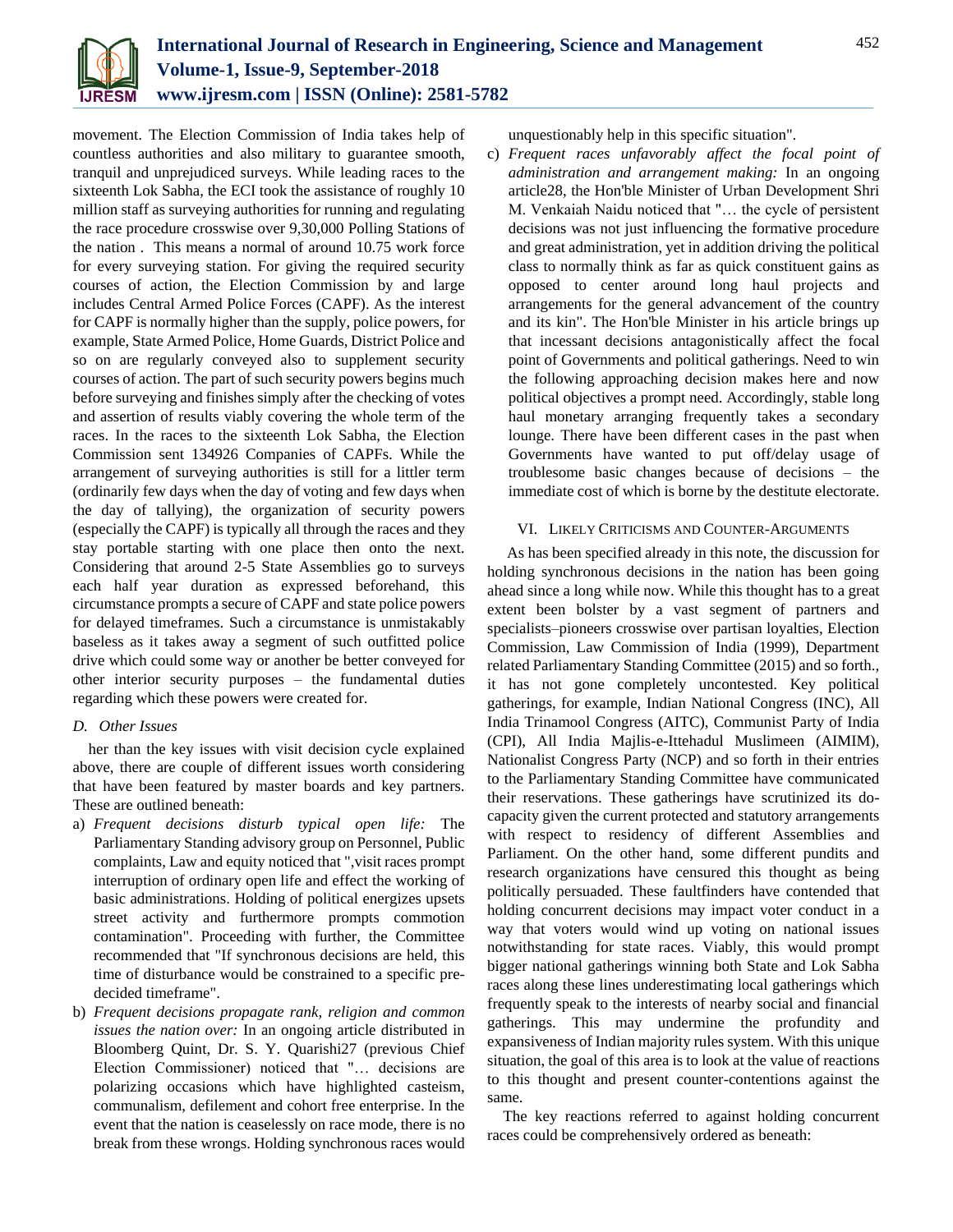movement. The Election Commission of India takes help of countless authorities and also military to guarantee smooth, tranquil and unprejudiced surveys. While leading races to the sixteenth Lok Sabha, the ECI took the assistance of roughly 10 million staff as surveying authorities for running and regulating the race procedure crosswise over 9,30,000 Polling Stations of the nation . This means a normal of around 10.75 work force for every surveying station. For giving the required security courses of action, the Election Commission by and large includes Central Armed Police Forces (CAPF). As the interest for CAPF is normally higher than the supply, police powers, for example, State Armed Police, Home Guards, District Police and so on are regularly conveyed also to supplement security courses of action. The part of such security powers begins much before surveying and finishes simply after the checking of votes and assertion of results viably covering the whole term of the races. In the races to the sixteenth Lok Sabha, the Election Commission sent 134926 Companies of CAPFs. While the arrangement of surveying authorities is still for a littler term (ordinarily few days when the day of voting and few days when the day of tallying), the organization of security powers (especially the CAPF) is typically all through the races and they stay portable starting with one place then onto the next. Considering that around 2-5 State Assemblies go to surveys each half year duration as expressed beforehand, this circumstance prompts a secure of CAPF and state police powers for delayed timeframes. Such a circumstance is unmistakably baseless as it takes away a segment of such outfitted police drive which could some way or another be better conveyed for other interior security purposes – the fundamental duties regarding which these powers were created for.

### D. Other Issues

her than the key issues with visit decision cycle explained above, there are couple of different issues worth considering that have been featured by master boards and key partners. These are outlined beneath:

a) *Frequent decisions disturb typical open life:* The Parliamentary Standing advisory group on Personnel, Public complaints, Law and equity noticed that ",visit races prompt interruption of ordinary open life and effect the working of basic administrations. Holding of political energizes upsets street activity and furthermore prompts commotion contamination". Proceeding with further, the Committee recommended that "If synchronous decisions are held, this time of disturbance would be constrained to a specific pre-decided timeframe".

b) *Frequent decisions propagate rank, religion and common issues the nation over:* In an ongoing article distributed in Bloomberg Quint, Dr. S. Y. Quarishi27 (previous Chief Election Commissioner) noticed that "… decisions are polarizing occasions which have highlighted casteism, communalism, defilement and cohort free enterprise. In the event that the nation is ceaselessly on race mode, there is no break from these wrongs. Holding synchronous races would unquestionably help in this specific situation".

c) *Frequent races unfavorably affect the focal point of administration and arrangement making:* In an ongoing article28, the Hon'ble Minister of Urban Development Shri M. Venkaiah Naidu noticed that "… the cycle of persistent decisions was not just influencing the formative procedure and great administration, yet in addition driving the political class to normally think as far as quick constituent gains as opposed to center around long haul projects and arrangements for the general advancement of the country and its kin". The Hon'ble Minister in his article brings up that incessant decisions antagonistically affect the focal point of Governments and political gatherings. Need to win the following approaching decision makes here and now political objectives a prompt need. Accordingly, stable long haul monetary arranging frequently takes a secondary lounge. There have been different cases in the past when Governments have wanted to put off/delay usage of troublesome basic changes because of decisions – the immediate cost of which is borne by the destitute electorate.

## VI. Likely Criticisms and Counter-Arguments

As has been specified already in this note, the discussion for holding synchronous decisions in the nation has been going ahead since a long while now. While this thought has to a great extent been bolster by a vast segment of partners and specialists–pioneers crosswise over partisan loyalties, Election Commission, Law Commission of India (1999), Department related Parliamentary Standing Committee (2015) and so forth., it has not gone completely uncontested. Key political gatherings, for example, Indian National Congress (INC), All India Trinamool Congress (AITC), Communist Party of India (CPI), All India Majlis-e-Ittehadul Muslimeen (AIMIM), Nationalist Congress Party (NCP) and so forth in their entries to the Parliamentary Standing Committee have communicated their reservations. These gatherings have scrutinized its do-capacity given the current protected and statutory arrangements with respect to residency of different Assemblies and Parliament. On the other hand, some different pundits and research organizations have censured this thought as being politically persuaded. These faultfinders have contended that holding concurrent decisions may impact voter conduct in a way that voters would wind up voting on national issues notwithstanding for state races. Viably, this would prompt bigger national gatherings winning both State and Lok Sabha races along these lines underestimating local gatherings which frequently speak to the interests of nearby social and financial gatherings. This may undermine the profundity and expansiveness of Indian majority rules system. With this unique situation, the goal of this area is to look at the value of reactions to this thought and present counter-contentions against the same.

The key reactions referred to against holding concurrent races could be comprehensively ordered as beneath: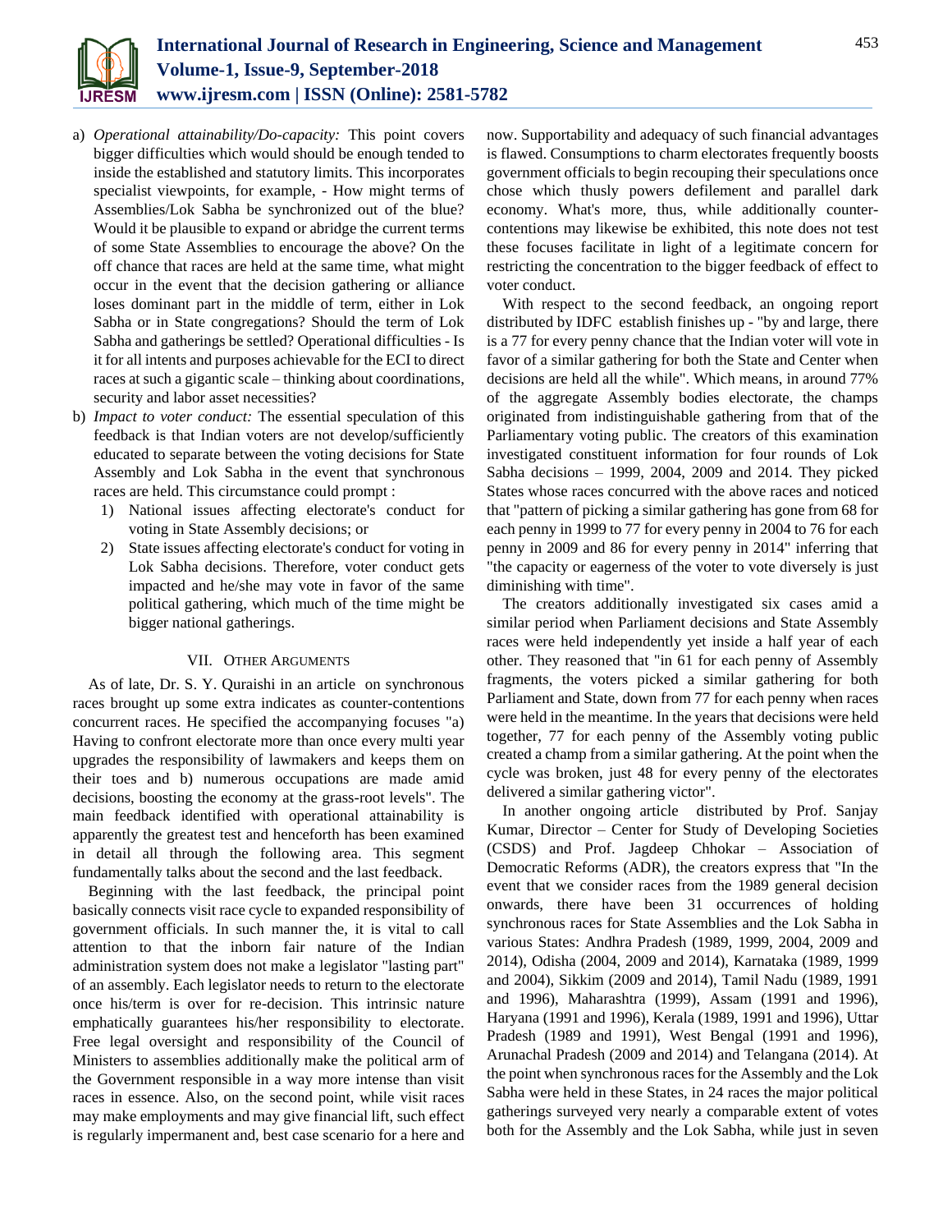a) *Operational attainability/Do-capacity:* This point covers bigger difficulties which would should be enough tended to inside the established and statutory limits. This incorporates specialist viewpoints, for example, - How might terms of Assemblies/Lok Sabha be synchronized out of the blue? Would it be plausible to expand or abridge the current terms of some State Assemblies to encourage the above? On the off chance that races are held at the same time, what might occur in the event that the decision gathering or alliance loses dominant part in the middle of term, either in Lok Sabha or in State congregations? Should the term of Lok Sabha and gatherings be settled? Operational difficulties - Is it for all intents and purposes achievable for the ECI to direct races at such a gigantic scale – thinking about coordinations, security and labor asset necessities?
b) *Impact to voter conduct:* The essential speculation of this feedback is that Indian voters are not develop/sufficiently educated to separate between the voting decisions for State Assembly and Lok Sabha in the event that synchronous races are held. This circumstance could prompt :
    1) National issues affecting electorate's conduct for voting in State Assembly decisions; or
    2) State issues affecting electorate's conduct for voting in Lok Sabha decisions. Therefore, voter conduct gets impacted and he/she may vote in favor of the same political gathering, which much of the time might be bigger national gatherings.

## VII. Other Arguments

As of late, Dr. S. Y. Quraishi in an article on synchronous races brought up some extra indicates as counter-contentions concurrent races. He specified the accompanying focuses "a) Having to confront electorate more than once every multi year upgrades the responsibility of lawmakers and keeps them on their toes and b) numerous occupations are made amid decisions, boosting the economy at the grass-root levels". The main feedback identified with operational attainability is apparently the greatest test and henceforth has been examined in detail all through the following area. This segment fundamentally talks about the second and the last feedback.

Beginning with the last feedback, the principal point basically connects visit race cycle to expanded responsibility of government officials. In such manner the, it is vital to call attention to that the inborn fair nature of the Indian administration system does not make a legislator "lasting part" of an assembly. Each legislator needs to return to the electorate once his/term is over for re-decision. This intrinsic nature emphatically guarantees his/her responsibility to electorate. Free legal oversight and responsibility of the Council of Ministers to assemblies additionally make the political arm of the Government responsible in a way more intense than visit races in essence. Also, on the second point, while visit races may make employments and may give financial lift, such effect is regularly impermanent and, best case scenario for a here and now. Supportability and adequacy of such financial advantages is flawed. Consumptions to charm electorates frequently boosts government officials to begin recouping their speculations once chose which thusly powers defilement and parallel dark economy. What's more, thus, while additionally counter-contentions may likewise be exhibited, this note does not test these focuses facilitate in light of a legitimate concern for restricting the concentration to the bigger feedback of effect to voter conduct.

With respect to the second feedback, an ongoing report distributed by IDFC establish finishes up - "by and large, there is a 77 for every penny chance that the Indian voter will vote in favor of a similar gathering for both the State and Center when decisions are held all the while". Which means, in around 77% of the aggregate Assembly bodies electorate, the champs originated from indistinguishable gathering from that of the Parliamentary voting public. The creators of this examination investigated constituent information for four rounds of Lok Sabha decisions – 1999, 2004, 2009 and 2014. They picked States whose races concurred with the above races and noticed that "pattern of picking a similar gathering has gone from 68 for each penny in 1999 to 77 for every penny in 2004 to 76 for each penny in 2009 and 86 for every penny in 2014" inferring that "the capacity or eagerness of the voter to vote diversely is just diminishing with time".

The creators additionally investigated six cases amid a similar period when Parliament decisions and State Assembly races were held independently yet inside a half year of each other. They reasoned that "in 61 for each penny of Assembly fragments, the voters picked a similar gathering for both Parliament and State, down from 77 for each penny when races were held in the meantime. In the years that decisions were held together, 77 for each penny of the Assembly voting public created a champ from a similar gathering. At the point when the cycle was broken, just 48 for every penny of the electorates delivered a similar gathering victor".

In another ongoing article distributed by Prof. Sanjay Kumar, Director – Center for Study of Developing Societies (CSDS) and Prof. Jagdeep Chhokar – Association of Democratic Reforms (ADR), the creators express that "In the event that we consider races from the 1989 general decision onwards, there have been 31 occurrences of holding synchronous races for State Assemblies and the Lok Sabha in various States: Andhra Pradesh (1989, 1999, 2004, 2009 and 2014), Odisha (2004, 2009 and 2014), Karnataka (1989, 1999 and 2004), Sikkim (2009 and 2014), Tamil Nadu (1989, 1991 and 1996), Maharashtra (1999), Assam (1991 and 1996), Haryana (1991 and 1996), Kerala (1989, 1991 and 1996), Uttar Pradesh (1989 and 1991), West Bengal (1991 and 1996), Arunachal Pradesh (2009 and 2014) and Telangana (2014). At the point when synchronous races for the Assembly and the Lok Sabha were held in these States, in 24 races the major political gatherings surveyed very nearly a comparable extent of votes both for the Assembly and the Lok Sabha, while just in seven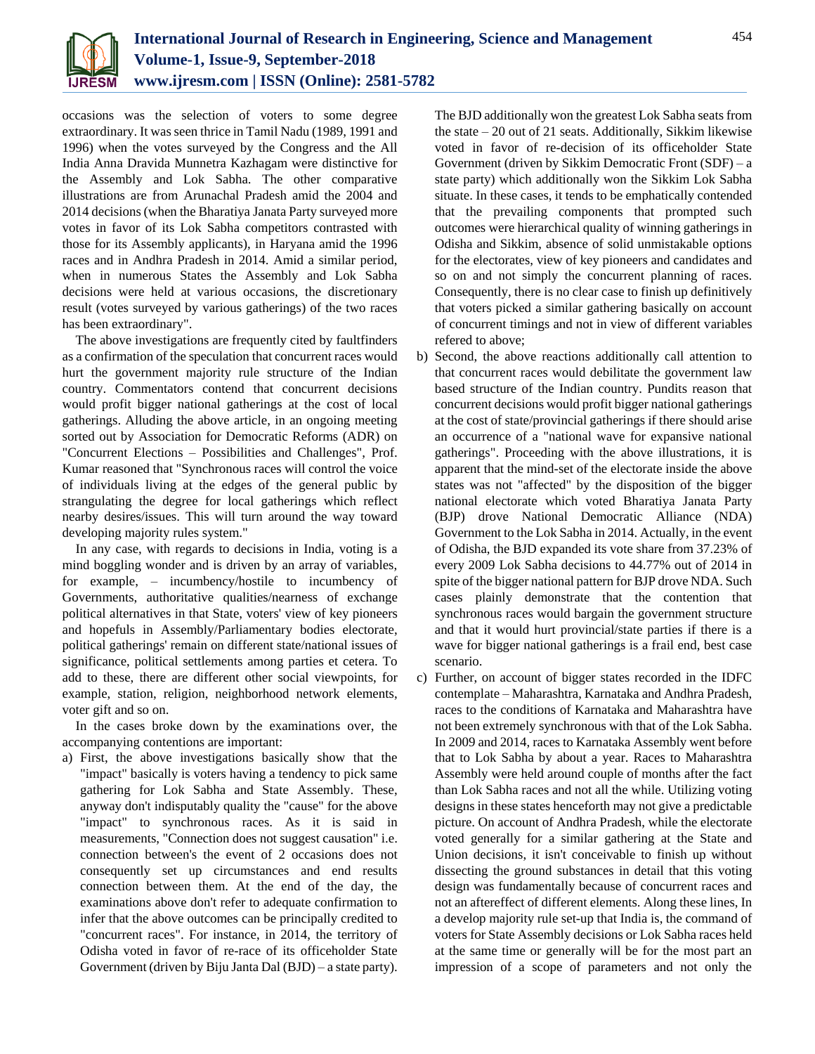occasions was the selection of voters to some degree extraordinary. It was seen thrice in Tamil Nadu (1989, 1991 and 1996) when the votes surveyed by the Congress and the All India Anna Dravida Munnetra Kazhagam were distinctive for the Assembly and Lok Sabha. The other comparative illustrations are from Arunachal Pradesh amid the 2004 and 2014 decisions (when the Bharatiya Janata Party surveyed more votes in favor of its Lok Sabha competitors contrasted with those for its Assembly applicants), in Haryana amid the 1996 races and in Andhra Pradesh in 2014. Amid a similar period, when in numerous States the Assembly and Lok Sabha decisions were held at various occasions, the discretionary result (votes surveyed by various gatherings) of the two races has been extraordinary".

The above investigations are frequently cited by faultfinders as a confirmation of the speculation that concurrent races would hurt the government majority rule structure of the Indian country. Commentators contend that concurrent decisions would profit bigger national gatherings at the cost of local gatherings. Alluding the above article, in an ongoing meeting sorted out by Association for Democratic Reforms (ADR) on "Concurrent Elections – Possibilities and Challenges", Prof. Kumar reasoned that "Synchronous races will control the voice of individuals living at the edges of the general public by strangulating the degree for local gatherings which reflect nearby desires/issues. This will turn around the way toward developing majority rules system."

In any case, with regards to decisions in India, voting is a mind boggling wonder and is driven by an array of variables, for example, – incumbency/hostile to incumbency of Governments, authoritative qualities/nearness of exchange political alternatives in that State, voters' view of key pioneers and hopefuls in Assembly/Parliamentary bodies electorate, political gatherings' remain on different state/national issues of significance, political settlements among parties et cetera. To add to these, there are different other social viewpoints, for example, station, religion, neighborhood network elements, voter gift and so on.

In the cases broke down by the examinations over, the accompanying contentions are important:

a) First, the above investigations basically show that the "impact" basically is voters having a tendency to pick same gathering for Lok Sabha and State Assembly. These, anyway don't indisputably quality the "cause" for the above "impact" to synchronous races. As it is said in measurements, "Connection does not suggest causation" i.e. connection between's the event of 2 occasions does not consequently set up circumstances and end results connection between them. At the end of the day, the examinations above don't refer to adequate confirmation to infer that the above outcomes can be principally credited to "concurrent races". For instance, in 2014, the territory of Odisha voted in favor of re-race of its officeholder State Government (driven by Biju Janta Dal (BJD) – a state party). The BJD additionally won the greatest Lok Sabha seats from the state – 20 out of 21 seats. Additionally, Sikkim likewise voted in favor of re-decision of its officeholder State Government (driven by Sikkim Democratic Front (SDF) – a state party) which additionally won the Sikkim Lok Sabha situate. In these cases, it tends to be emphatically contended that the prevailing components that prompted such outcomes were hierarchical quality of winning gatherings in Odisha and Sikkim, absence of solid unmistakable options for the electorates, view of key pioneers and candidates and so on and not simply the concurrent planning of races. Consequently, there is no clear case to finish up definitively that voters picked a similar gathering basically on account of concurrent timings and not in view of different variables refered to above;
b) Second, the above reactions additionally call attention to that concurrent races would debilitate the government law based structure of the Indian country. Pundits reason that concurrent decisions would profit bigger national gatherings at the cost of state/provincial gatherings if there should arise an occurrence of a "national wave for expansive national gatherings". Proceeding with the above illustrations, it is apparent that the mind-set of the electorate inside the above states was not "affected" by the disposition of the bigger national electorate which voted Bharatiya Janata Party (BJP) drove National Democratic Alliance (NDA) Government to the Lok Sabha in 2014. Actually, in the event of Odisha, the BJD expanded its vote share from 37.23% of every 2009 Lok Sabha decisions to 44.77% out of 2014 in spite of the bigger national pattern for BJP drove NDA. Such cases plainly demonstrate that the contention that synchronous races would bargain the government structure and that it would hurt provincial/state parties if there is a wave for bigger national gatherings is a frail end, best case scenario.
c) Further, on account of bigger states recorded in the IDFC contemplate – Maharashtra, Karnataka and Andhra Pradesh, races to the conditions of Karnataka and Maharashtra have not been extremely synchronous with that of the Lok Sabha. In 2009 and 2014, races to Karnataka Assembly went before that to Lok Sabha by about a year. Races to Maharashtra Assembly were held around couple of months after the fact than Lok Sabha races and not all the while. Utilizing voting designs in these states henceforth may not give a predictable picture. On account of Andhra Pradesh, while the electorate voted generally for a similar gathering at the State and Union decisions, it isn't conceivable to finish up without dissecting the ground substances in detail that this voting design was fundamentally because of concurrent races and not an aftereffect of different elements. Along these lines, In a develop majority rule set-up that India is, the command of voters for State Assembly decisions or Lok Sabha races held at the same time or generally will be for the most part an impression of a scope of parameters and not only the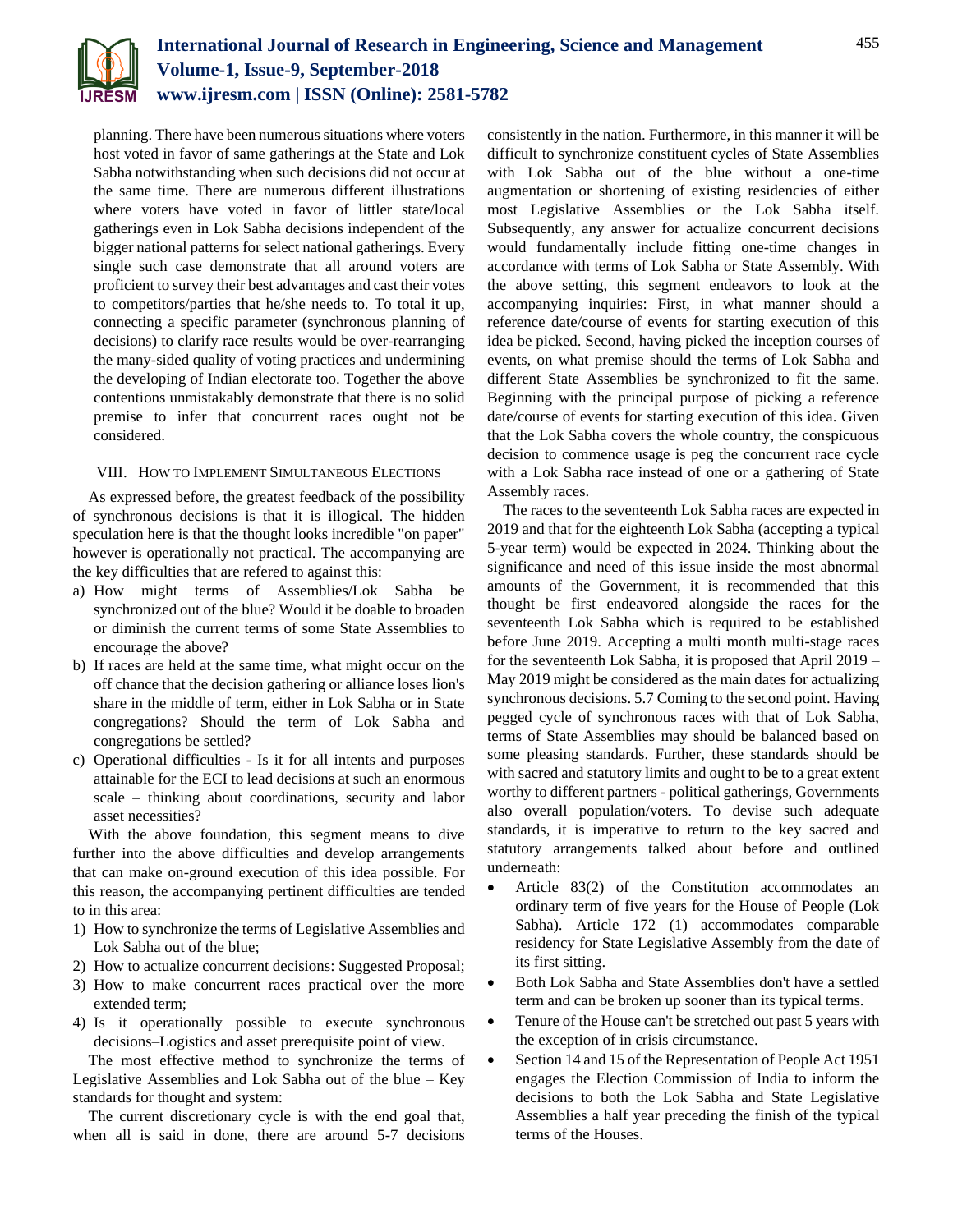planning. There have been numerous situations where voters host voted in favor of same gatherings at the State and Lok Sabha notwithstanding when such decisions did not occur at the same time. There are numerous different illustrations where voters have voted in favor of littler state/local gatherings even in Lok Sabha decisions independent of the bigger national patterns for select national gatherings. Every single such case demonstrate that all around voters are proficient to survey their best advantages and cast their votes to competitors/parties that he/she needs to. To total it up, connecting a specific parameter (synchronous planning of decisions) to clarify race results would be over-rearranging the many-sided quality of voting practices and undermining the developing of Indian electorate too. Together the above contentions unmistakably demonstrate that there is no solid premise to infer that concurrent races ought not be considered.

## VIII. How to Implement Simultaneous Elections

As expressed before, the greatest feedback of the possibility of synchronous decisions is that it is illogical. The hidden speculation here is that the thought looks incredible "on paper" however is operationally not practical. The accompanying are the key difficulties that are refered to against this:

a) How might terms of Assemblies/Lok Sabha be synchronized out of the blue? Would it be doable to broaden or diminish the current terms of some State Assemblies to encourage the above?
b) If races are held at the same time, what might occur on the off chance that the decision gathering or alliance loses lion's share in the middle of term, either in Lok Sabha or in State congregations? Should the term of Lok Sabha and congregations be settled?
c) Operational difficulties - Is it for all intents and purposes attainable for the ECI to lead decisions at such an enormous scale – thinking about coordinations, security and labor asset necessities?

With the above foundation, this segment means to dive further into the above difficulties and develop arrangements that can make on-ground execution of this idea possible. For this reason, the accompanying pertinent difficulties are tended to in this area:

1) How to synchronize the terms of Legislative Assemblies and Lok Sabha out of the blue;
2) How to actualize concurrent decisions: Suggested Proposal;
3) How to make concurrent races practical over the more extended term;
4) Is it operationally possible to execute synchronous decisions–Logistics and asset prerequisite point of view.

The most effective method to synchronize the terms of Legislative Assemblies and Lok Sabha out of the blue – Key standards for thought and system:

The current discretionary cycle is with the end goal that, when all is said in done, there are around 5-7 decisions consistently in the nation. Furthermore, in this manner it will be difficult to synchronize constituent cycles of State Assemblies with Lok Sabha out of the blue without a one-time augmentation or shortening of existing residencies of either most Legislative Assemblies or the Lok Sabha itself. Subsequently, any answer for actualize concurrent decisions would fundamentally include fitting one-time changes in accordance with terms of Lok Sabha or State Assembly. With the above setting, this segment endeavors to look at the accompanying inquiries: First, in what manner should a reference date/course of events for starting execution of this idea be picked. Second, having picked the inception courses of events, on what premise should the terms of Lok Sabha and different State Assemblies be synchronized to fit the same. Beginning with the principal purpose of picking a reference date/course of events for starting execution of this idea. Given that the Lok Sabha covers the whole country, the conspicuous decision to commence usage is peg the concurrent race cycle with a Lok Sabha race instead of one or a gathering of State Assembly races.

The races to the seventeenth Lok Sabha races are expected in 2019 and that for the eighteenth Lok Sabha (accepting a typical 5-year term) would be expected in 2024. Thinking about the significance and need of this issue inside the most abnormal amounts of the Government, it is recommended that this thought be first endeavored alongside the races for the seventeenth Lok Sabha which is required to be established before June 2019. Accepting a multi month multi-stage races for the seventeenth Lok Sabha, it is proposed that April 2019 – May 2019 might be considered as the main dates for actualizing synchronous decisions. 5.7 Coming to the second point. Having pegged cycle of synchronous races with that of Lok Sabha, terms of State Assemblies may should be balanced based on some pleasing standards. Further, these standards should be with sacred and statutory limits and ought to be to a great extent worthy to different partners - political gatherings, Governments also overall population/voters. To devise such adequate standards, it is imperative to return to the key sacred and statutory arrangements talked about before and outlined underneath:

- Article 83(2) of the Constitution accommodates an ordinary term of five years for the House of People (Lok Sabha). Article 172 (1) accommodates comparable residency for State Legislative Assembly from the date of its first sitting.
- Both Lok Sabha and State Assemblies don't have a settled term and can be broken up sooner than its typical terms.
- Tenure of the House can't be stretched out past 5 years with the exception of in crisis circumstance.
- Section 14 and 15 of the Representation of People Act 1951 engages the Election Commission of India to inform the decisions to both the Lok Sabha and State Legislative Assemblies a half year preceding the finish of the typical terms of the Houses.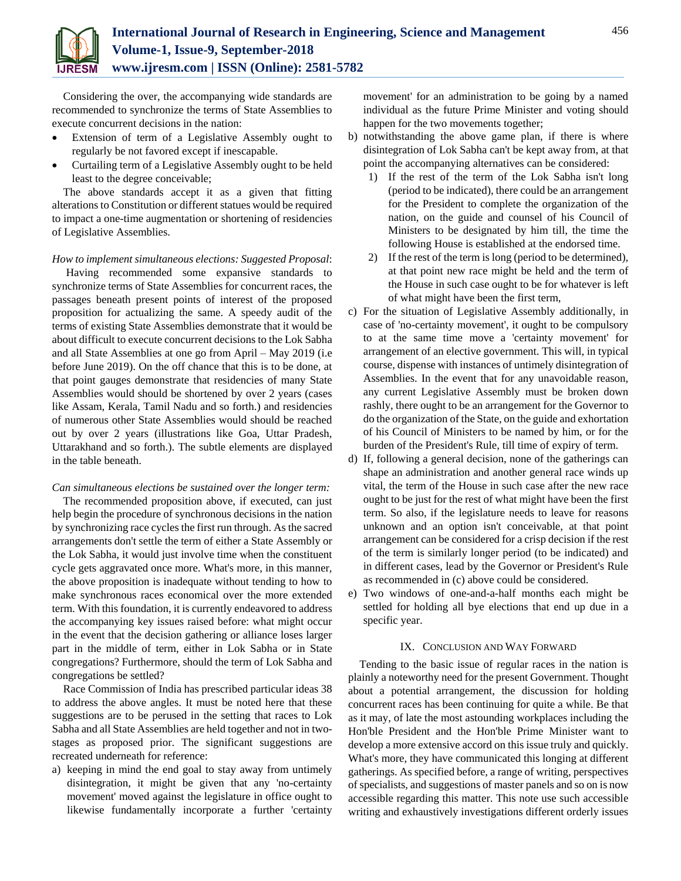Considering the over, the accompanying wide standards are recommended to synchronize the terms of State Assemblies to execute concurrent decisions in the nation:

- Extension of term of a Legislative Assembly ought to regularly be not favored except if inescapable.
- Curtailing term of a Legislative Assembly ought to be held least to the degree conceivable;

The above standards accept it as a given that fitting alterations to Constitution or different statues would be required to impact a one-time augmentation or shortening of residencies of Legislative Assemblies.

*How to implement simultaneous elections: Suggested Proposal*:

Having recommended some expansive standards to synchronize terms of State Assemblies for concurrent races, the passages beneath present points of interest of the proposed proposition for actualizing the same. A speedy audit of the terms of existing State Assemblies demonstrate that it would be about difficult to execute concurrent decisions to the Lok Sabha and all State Assemblies at one go from April – May 2019 (i.e before June 2019). On the off chance that this is to be done, at that point gauges demonstrate that residencies of many State Assemblies would should be shortened by over 2 years (cases like Assam, Kerala, Tamil Nadu and so forth.) and residencies of numerous other State Assemblies would should be reached out by over 2 years (illustrations like Goa, Uttar Pradesh, Uttarakhand and so forth.). The subtle elements are displayed in the table beneath.

*Can simultaneous elections be sustained over the longer term:*

The recommended proposition above, if executed, can just help begin the procedure of synchronous decisions in the nation by synchronizing race cycles the first run through. As the sacred arrangements don't settle the term of either a State Assembly or the Lok Sabha, it would just involve time when the constituent cycle gets aggravated once more. What's more, in this manner, the above proposition is inadequate without tending to how to make synchronous races economical over the more extended term. With this foundation, it is currently endeavored to address the accompanying key issues raised before: what might occur in the event that the decision gathering or alliance loses larger part in the middle of term, either in Lok Sabha or in State congregations? Furthermore, should the term of Lok Sabha and congregations be settled?

Race Commission of India has prescribed particular ideas 38 to address the above angles. It must be noted here that these suggestions are to be perused in the setting that races to Lok Sabha and all State Assemblies are held together and not in two-stages as proposed prior. The significant suggestions are recreated underneath for reference:

a) keeping in mind the end goal to stay away from untimely disintegration, it might be given that any 'no-certainty movement' moved against the legislature in office ought to likewise fundamentally incorporate a further 'certainty movement' for an administration to be going by a named individual as the future Prime Minister and voting should happen for the two movements together;
b) notwithstanding the above game plan, if there is where disintegration of Lok Sabha can't be kept away from, at that point the accompanying alternatives can be considered:
    1) If the rest of the term of the Lok Sabha isn't long (period to be indicated), there could be an arrangement for the President to complete the organization of the nation, on the guide and counsel of his Council of Ministers to be designated by him till, the time the following House is established at the endorsed time.
    2) If the rest of the term is long (period to be determined), at that point new race might be held and the term of the House in such case ought to be for whatever is left of what might have been the first term,
c) For the situation of Legislative Assembly additionally, in case of 'no-certainty movement', it ought to be compulsory to at the same time move a 'certainty movement' for arrangement of an elective government. This will, in typical course, dispense with instances of untimely disintegration of Assemblies. In the event that for any unavoidable reason, any current Legislative Assembly must be broken down rashly, there ought to be an arrangement for the Governor to do the organization of the State, on the guide and exhortation of his Council of Ministers to be named by him, or for the burden of the President's Rule, till time of expiry of term.
d) If, following a general decision, none of the gatherings can shape an administration and another general race winds up vital, the term of the House in such case after the new race ought to be just for the rest of what might have been the first term. So also, if the legislature needs to leave for reasons unknown and an option isn't conceivable, at that point arrangement can be considered for a crisp decision if the rest of the term is similarly longer period (to be indicated) and in different cases, lead by the Governor or President's Rule as recommended in (c) above could be considered.
e) Two windows of one-and-a-half months each might be settled for holding all bye elections that end up due in a specific year.

## IX. Conclusion and Way Forward

Tending to the basic issue of regular races in the nation is plainly a noteworthy need for the present Government. Thought about a potential arrangement, the discussion for holding concurrent races has been continuing for quite a while. Be that as it may, of late the most astounding workplaces including the Hon'ble President and the Hon'ble Prime Minister want to develop a more extensive accord on this issue truly and quickly. What's more, they have communicated this longing at different gatherings. As specified before, a range of writing, perspectives of specialists, and suggestions of master panels and so on is now accessible regarding this matter. This note use such accessible writing and exhaustively investigations different orderly issues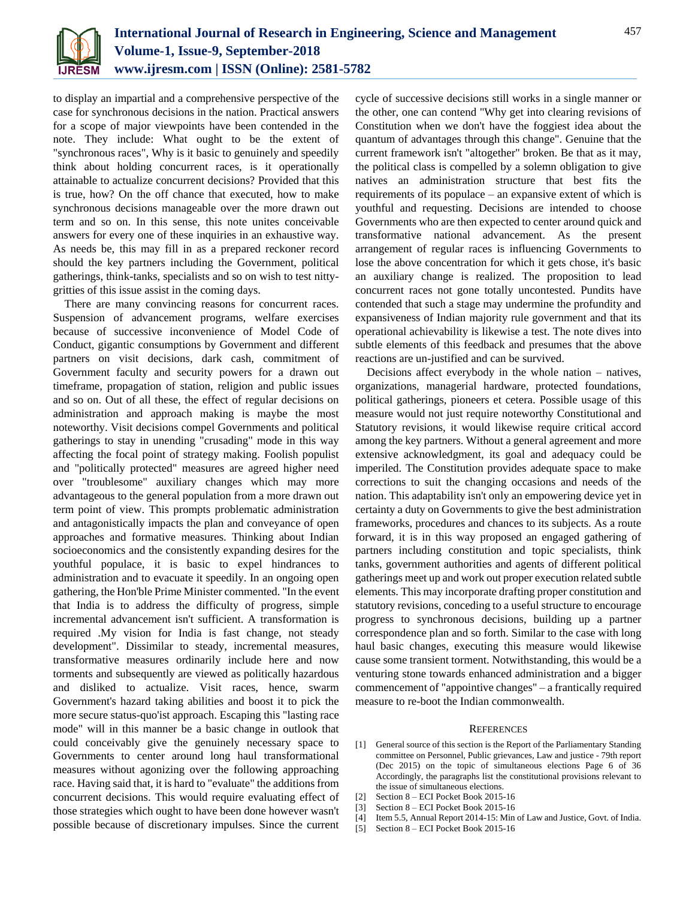to display an impartial and a comprehensive perspective of the case for synchronous decisions in the nation. Practical answers for a scope of major viewpoints have been contended in the note. They include: What ought to be the extent of "synchronous races", Why is it basic to genuinely and speedily think about holding concurrent races, is it operationally attainable to actualize concurrent decisions? Provided that this is true, how? On the off chance that executed, how to make synchronous decisions manageable over the more drawn out term and so on. In this sense, this note unites conceivable answers for every one of these inquiries in an exhaustive way. As needs be, this may fill in as a prepared reckoner record should the key partners including the Government, political gatherings, think-tanks, specialists and so on wish to test nitty-gritties of this issue assist in the coming days.

There are many convincing reasons for concurrent races. Suspension of advancement programs, welfare exercises because of successive inconvenience of Model Code of Conduct, gigantic consumptions by Government and different partners on visit decisions, dark cash, commitment of Government faculty and security powers for a drawn out timeframe, propagation of station, religion and public issues and so on. Out of all these, the effect of regular decisions on administration and approach making is maybe the most noteworthy. Visit decisions compel Governments and political gatherings to stay in unending "crusading" mode in this way affecting the focal point of strategy making. Foolish populist and "politically protected" measures are agreed higher need over "troublesome" auxiliary changes which may more advantageous to the general population from a more drawn out term point of view. This prompts problematic administration and antagonistically impacts the plan and conveyance of open approaches and formative measures. Thinking about Indian socioeconomics and the consistently expanding desires for the youthful populace, it is basic to expel hindrances to administration and to evacuate it speedily. In an ongoing open gathering, the Hon'ble Prime Minister commented. "In the event that India is to address the difficulty of progress, simple incremental advancement isn't sufficient. A transformation is required .My vision for India is fast change, not steady development". Dissimilar to steady, incremental measures, transformative measures ordinarily include here and now torments and subsequently are viewed as politically hazardous and disliked to actualize. Visit races, hence, swarm Government's hazard taking abilities and boost it to pick the more secure status-quo'ist approach. Escaping this "lasting race mode" will in this manner be a basic change in outlook that could conceivably give the genuinely necessary space to Governments to center around long haul transformational measures without agonizing over the following approaching race. Having said that, it is hard to "evaluate" the additions from concurrent decisions. This would require evaluating effect of those strategies which ought to have been done however wasn't possible because of discretionary impulses. Since the current cycle of successive decisions still works in a single manner or the other, one can contend "Why get into clearing revisions of Constitution when we don't have the foggiest idea about the quantum of advantages through this change". Genuine that the current framework isn't "altogether" broken. Be that as it may, the political class is compelled by a solemn obligation to give natives an administration structure that best fits the requirements of its populace – an expansive extent of which is youthful and requesting. Decisions are intended to choose Governments who are then expected to center around quick and transformative national advancement. As the present arrangement of regular races is influencing Governments to lose the above concentration for which it gets chose, it's basic an auxiliary change is realized. The proposition to lead concurrent races not gone totally uncontested. Pundits have contended that such a stage may undermine the profundity and expansiveness of Indian majority rule government and that its operational achievability is likewise a test. The note dives into subtle elements of this feedback and presumes that the above reactions are un-justified and can be survived.

Decisions affect everybody in the whole nation – natives, organizations, managerial hardware, protected foundations, political gatherings, pioneers et cetera. Possible usage of this measure would not just require noteworthy Constitutional and Statutory revisions, it would likewise require critical accord among the key partners. Without a general agreement and more extensive acknowledgment, its goal and adequacy could be imperiled. The Constitution provides adequate space to make corrections to suit the changing occasions and needs of the nation. This adaptability isn't only an empowering device yet in certainty a duty on Governments to give the best administration frameworks, procedures and chances to its subjects. As a route forward, it is in this way proposed an engaged gathering of partners including constitution and topic specialists, think tanks, government authorities and agents of different political gatherings meet up and work out proper execution related subtle elements. This may incorporate drafting proper constitution and statutory revisions, conceding to a useful structure to encourage progress to synchronous decisions, building up a partner correspondence plan and so forth. Similar to the case with long haul basic changes, executing this measure would likewise cause some transient torment. Notwithstanding, this would be a venturing stone towards enhanced administration and a bigger commencement of "appointive changes" – a frantically required measure to re-boot the Indian commonwealth.

## References

[1] General source of this section is the Report of the Parliamentary Standing committee on Personnel, Public grievances, Law and justice - 79th report (Dec 2015) on the topic of simultaneous elections Page 6 of 36 Accordingly, the paragraphs list the constitutional provisions relevant to the issue of simultaneous elections.

[2] Section 8 – ECI Pocket Book 2015-16

[3] Section 8 – ECI Pocket Book 2015-16

[4] Item 5.5, Annual Report 2014-15: Min of Law and Justice, Govt. of India.

[5] Section 8 – ECI Pocket Book 2015-16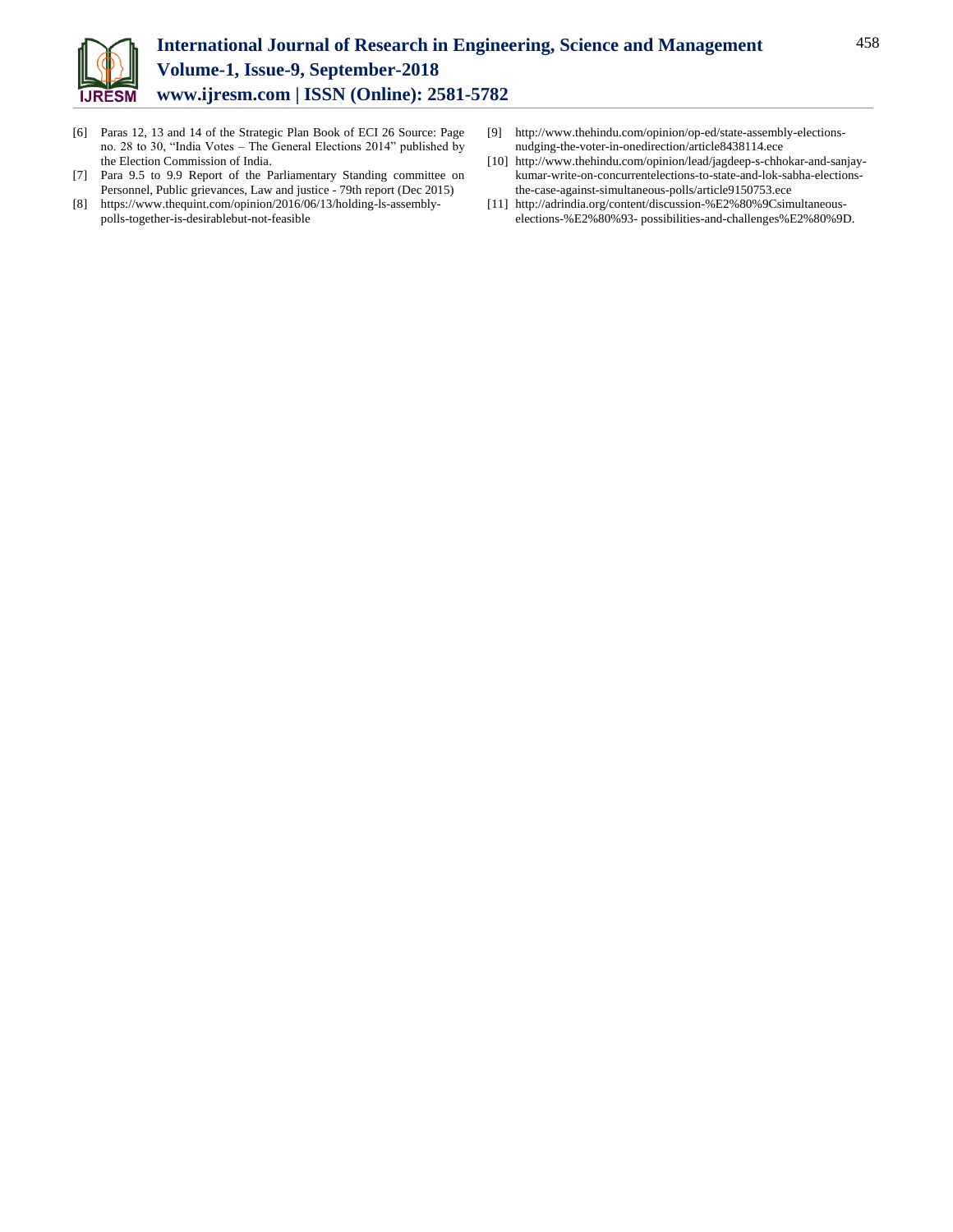[6] Paras 12, 13 and 14 of the Strategic Plan Book of ECI 26 Source: Page no. 28 to 30, "India Votes – The General Elections 2014" published by the Election Commission of India.

[7] Para 9.5 to 9.9 Report of the Parliamentary Standing committee on Personnel, Public grievances, Law and justice - 79th report (Dec 2015)

[8] https://www.thequint.com/opinion/2016/06/13/holding-ls-assembly-polls-together-is-desirablebut-not-feasible

[9] http://www.thehindu.com/opinion/op-ed/state-assembly-elections-nudging-the-voter-in-onedirection/article8438114.ece

[10] http://www.thehindu.com/opinion/lead/jagdeep-s-chhokar-and-sanjay-kumar-write-on-concurrentelections-to-state-and-lok-sabha-elections-the-case-against-simultaneous-polls/article9150753.ece

[11] http://adrindia.org/content/discussion-%E2%80%9Csimultaneous-elections-%E2%80%93- possibilities-and-challenges%E2%80%9D.